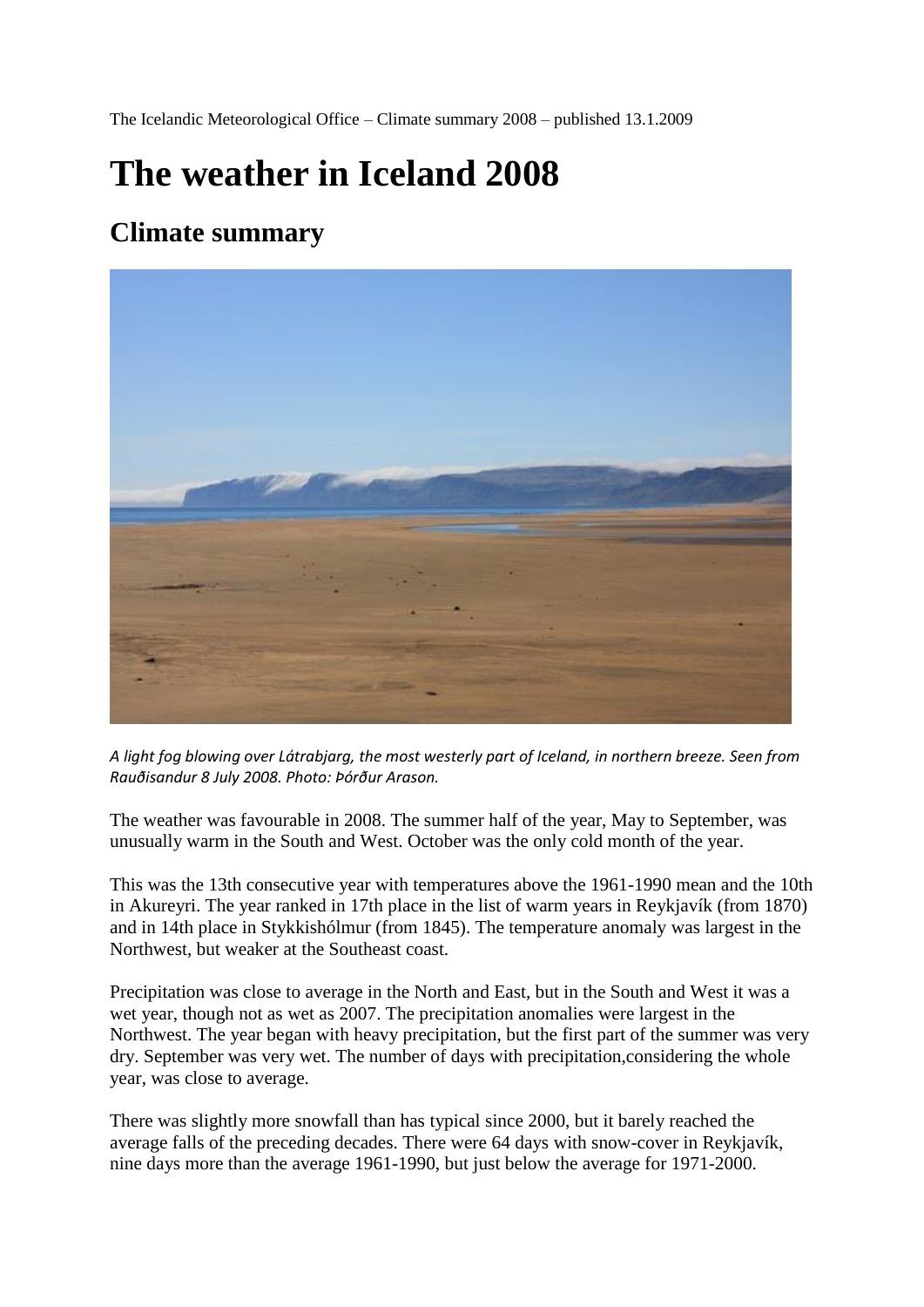The Icelandic Meteorological Office – Climate summary 2008 – published 13.1.2009

# The weather in Iceland 2008

## Climate summary

*A light fog blowing over Látrabjarg, the most westerly part of Iceland, in northern breeze. Seen from Rauðisandur 8 July 2008. Photo: Þórður Arason.*

The weather was favourable in 2008. The summer half of the year, May to September, was unusually warm in the South and West. October was the only cold month of the year.

This was the 13th consecutive year with temperatures above the 1961-1990 mean and the 10th in Akureyri. The year ranked in 17th place in the list of warm years in Reykjavík (from 1870) and in 14th place in Stykkishólmur (from 1845). The temperature anomaly was largest in the Northwest, but weaker at the Southeast coast.

Precipitation was close to average in the North and East, but in the South and West it was a wet year, though not as wet as 2007. The precipitation anomalies were largest in the Northwest. The year began with heavy precipitation, but the first part of the summer was very dry. September was very wet. The number of days with precipitation,considering the whole year, was close to average.

There was slightly more snowfall than has typical since 2000, but it barely reached the average falls of the preceding decades. There were 64 days with snow-cover in Reykjavík, nine days more than the average 1961-1990, but just below the average for 1971-2000.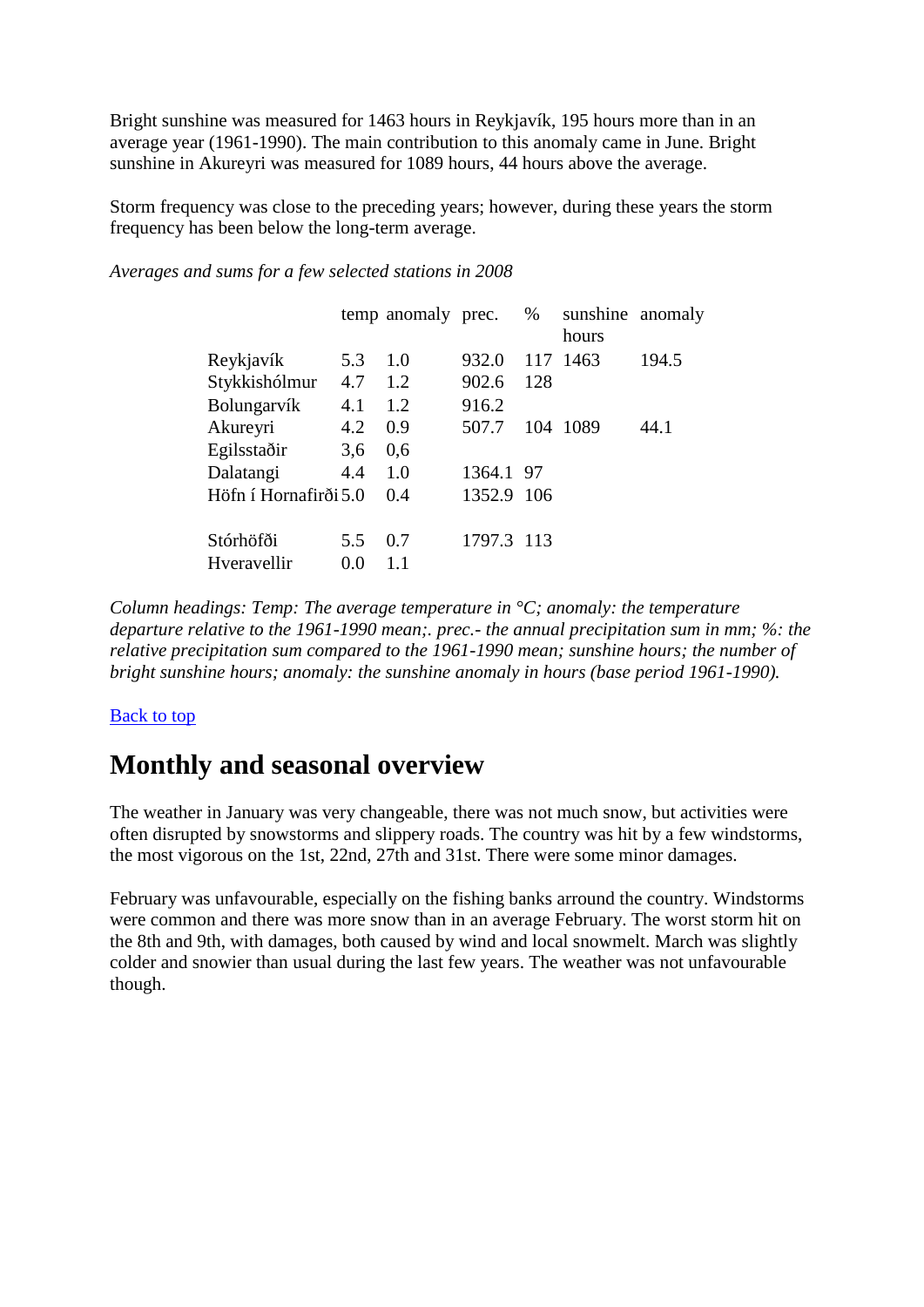Bright sunshine was measured for 1463 hours in Reykjavík, 195 hours more than in an average year (1961-1990). The main contribution to this anomaly came in June. Bright sunshine in Akureyri was measured for 1089 hours, 44 hours above the average.

Storm frequency was close to the preceding years; however, during these years the storm frequency has been below the long-term average.

*Averages and sums for a few selected stations in 2008*

| | temp | anomaly | prec. | % | sunshine hours | anomaly |
|---|---|---|---|---|---|---|
| Reykjavík | 5.3 | 1.0 | 932.0 | 117 | 1463 | 194.5 |
| Stykkishólmur | 4.7 | 1.2 | 902.6 | 128 | | |
| Bolungarvík | 4.1 | 1.2 | 916.2 | | | |
| Akureyri | 4.2 | 0.9 | 507.7 | 104 | 1089 | 44.1 |
| Egilsstaðir | 3,6 | 0,6 | | | | |
| Dalatangi | 4.4 | 1.0 | 1364.1 | 97 | | |
| Höfn í Hornafirði | 5.0 | 0.4 | 1352.9 | 106 | | |
| Stórhöfði | 5.5 | 0.7 | 1797.3 | 113 | | |
| Hveravellir | 0.0 | 1.1 | | | | |

*Column headings: Temp: The average temperature in °C; anomaly: the temperature departure relative to the 1961-1990 mean;. prec.- the annual precipitation sum in mm; %: the relative precipitation sum compared to the 1961-1990 mean; sunshine hours; the number of bright sunshine hours; anomaly: the sunshine anomaly in hours (base period 1961-1990).*

[Back to top]

## Monthly and seasonal overview

The weather in January was very changeable, there was not much snow, but activities were often disrupted by snowstorms and slippery roads. The country was hit by a few windstorms, the most vigorous on the 1st, 22nd, 27th and 31st. There were some minor damages.

February was unfavourable, especially on the fishing banks arround the country. Windstorms were common and there was more snow than in an average February. The worst storm hit on the 8th and 9th, with damages, both caused by wind and local snowmelt. March was slightly colder and snowier than usual during the last few years. The weather was not unfavourable though.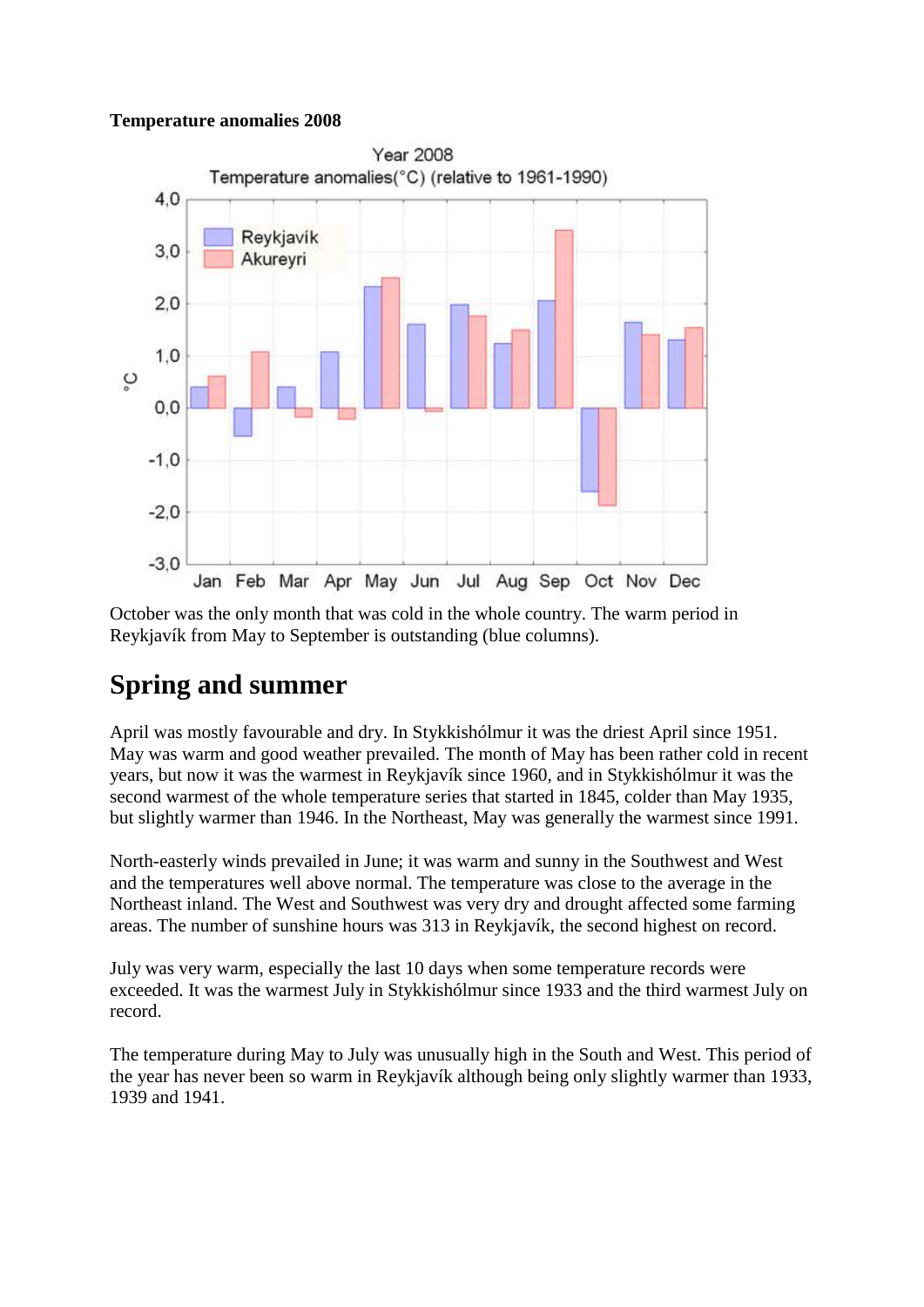**Temperature anomalies 2008**

October was the only month that was cold in the whole country. The warm period in Reykjavík from May to September is outstanding (blue columns).

## Spring and summer

April was mostly favourable and dry. In Stykkishólmur it was the driest April since 1951. May was warm and good weather prevailed. The month of May has been rather cold in recent years, but now it was the warmest in Reykjavík since 1960, and in Stykkishólmur it was the second warmest of the whole temperature series that started in 1845, colder than May 1935, but slightly warmer than 1946. In the Northeast, May was generally the warmest since 1991.

North-easterly winds prevailed in June; it was warm and sunny in the Southwest and West and the temperatures well above normal. The temperature was close to the average in the Northeast inland. The West and Southwest was very dry and drought affected some farming areas. The number of sunshine hours was 313 in Reykjavík, the second highest on record.

July was very warm, especially the last 10 days when some temperature records were exceeded. It was the warmest July in Stykkishólmur since 1933 and the third warmest July on record.

The temperature during May to July was unusually high in the South and West. This period of the year has never been so warm in Reykjavík although being only slightly warmer than 1933, 1939 and 1941.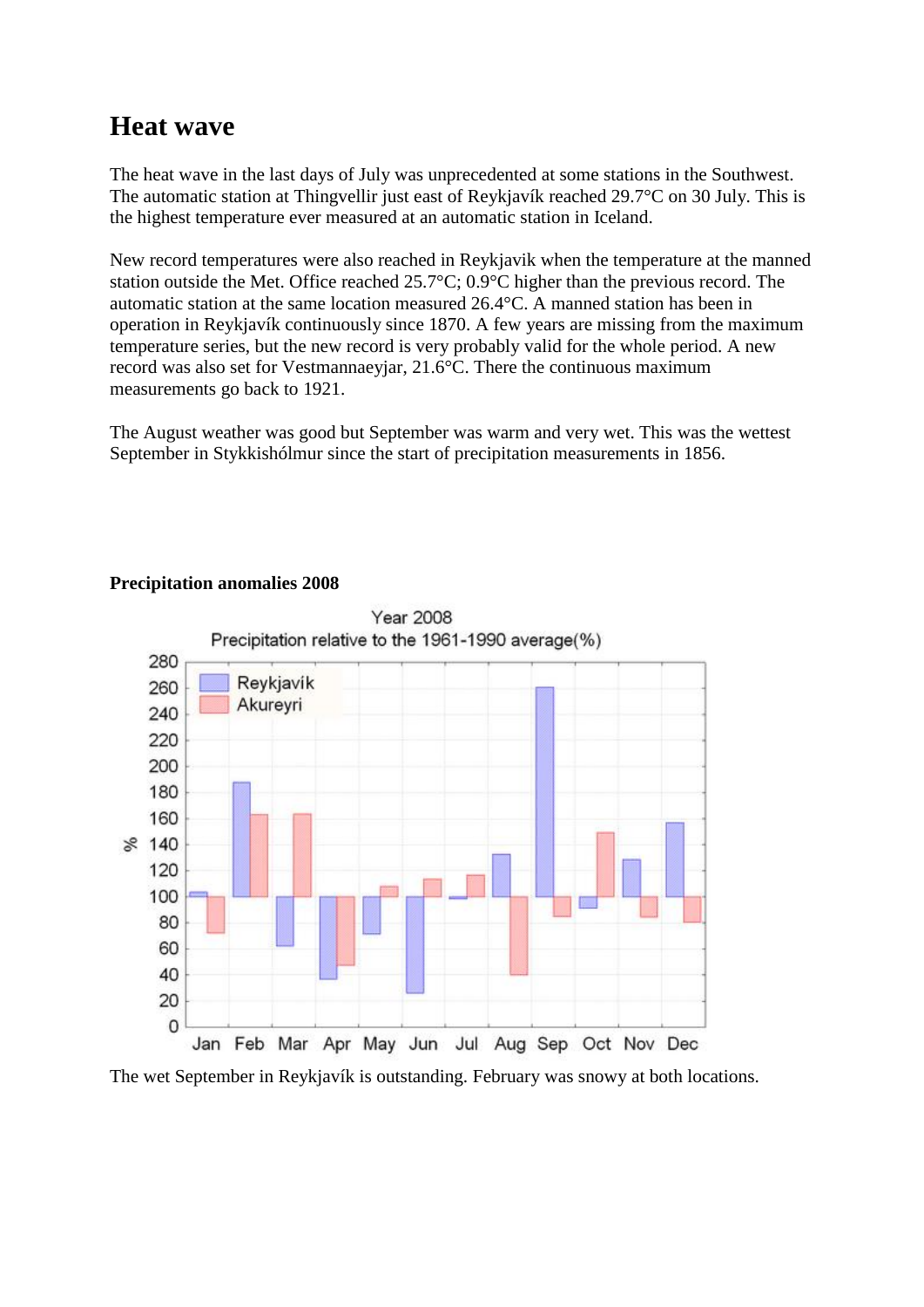## Heat wave

The heat wave in the last days of July was unprecedented at some stations in the Southwest. The automatic station at Thingvellir just east of Reykjavík reached 29.7°C on 30 July. This is the highest temperature ever measured at an automatic station in Iceland.

New record temperatures were also reached in Reykjavik when the temperature at the manned station outside the Met. Office reached 25.7°C; 0.9°C higher than the previous record. The automatic station at the same location measured 26.4°C. A manned station has been in operation in Reykjavík continuously since 1870. A few years are missing from the maximum temperature series, but the new record is very probably valid for the whole period. A new record was also set for Vestmannaeyjar, 21.6°C. There the continuous maximum measurements go back to 1921.

The August weather was good but September was warm and very wet. This was the wettest September in Stykkishólmur since the start of precipitation measurements in 1856.

**Precipitation anomalies 2008**

The wet September in Reykjavík is outstanding. February was snowy at both locations.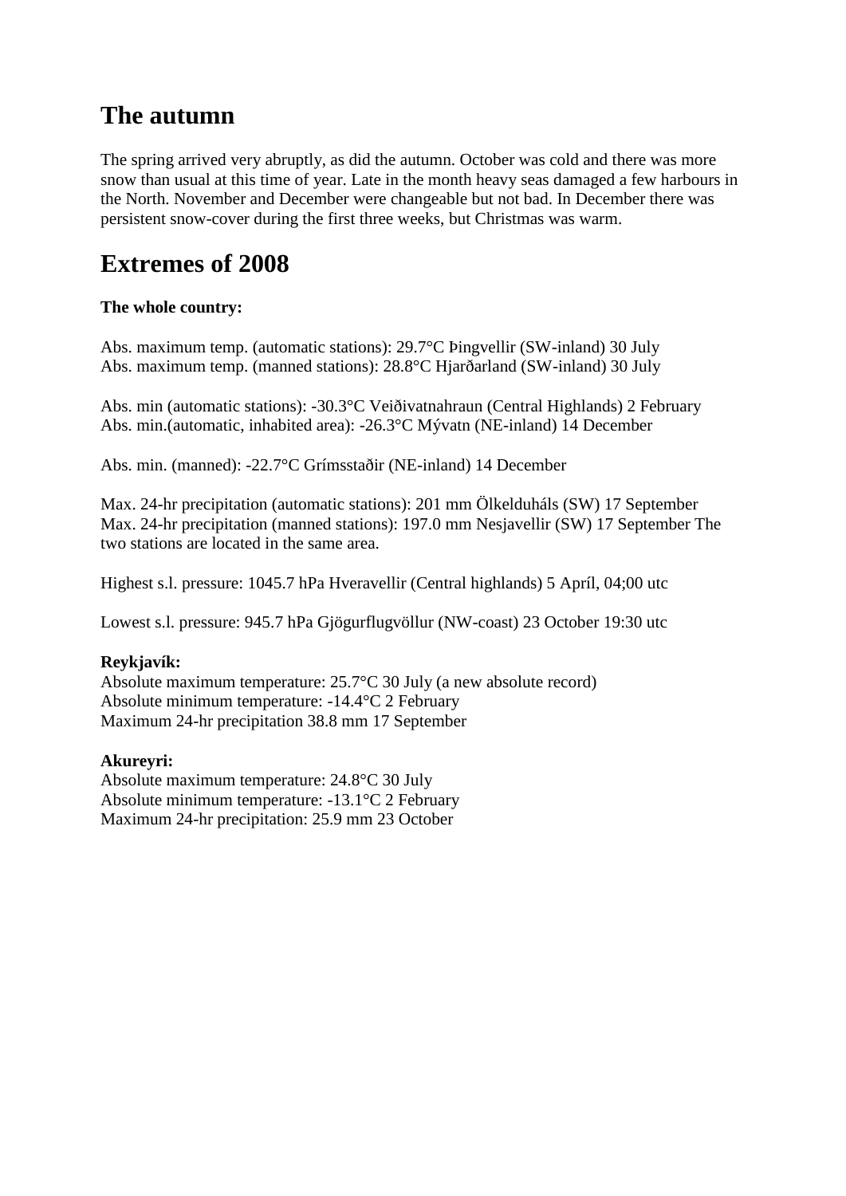## The autumn

The spring arrived very abruptly, as did the autumn. October was cold and there was more snow than usual at this time of year. Late in the month heavy seas damaged a few harbours in the North. November and December were changeable but not bad. In December there was persistent snow-cover during the first three weeks, but Christmas was warm.

## Extremes of 2008

**The whole country:**

Abs. maximum temp. (automatic stations): 29.7°C Þingvellir (SW-inland) 30 July
Abs. maximum temp. (manned stations): 28.8°C Hjarðarland (SW-inland) 30 July

Abs. min (automatic stations): -30.3°C Veiðivatnahraun (Central Highlands) 2 February
Abs. min.(automatic, inhabited area): -26.3°C Mývatn (NE-inland) 14 December

Abs. min. (manned): -22.7°C Grímsstaðir (NE-inland) 14 December

Max. 24-hr precipitation (automatic stations): 201 mm Ölkelduháls (SW) 17 September
Max. 24-hr precipitation (manned stations): 197.0 mm Nesjavellir (SW) 17 September The two stations are located in the same area.

Highest s.l. pressure: 1045.7 hPa Hveravellir (Central highlands) 5 Apríl, 04;00 utc

Lowest s.l. pressure: 945.7 hPa Gjögurflugvöllur (NW-coast) 23 October 19:30 utc

**Reykjavík:**
Absolute maximum temperature: 25.7°C 30 July (a new absolute record)
Absolute minimum temperature: -14.4°C 2 February
Maximum 24-hr precipitation 38.8 mm 17 September

**Akureyri:**
Absolute maximum temperature: 24.8°C 30 July
Absolute minimum temperature: -13.1°C 2 February
Maximum 24-hr precipitation: 25.9 mm 23 October